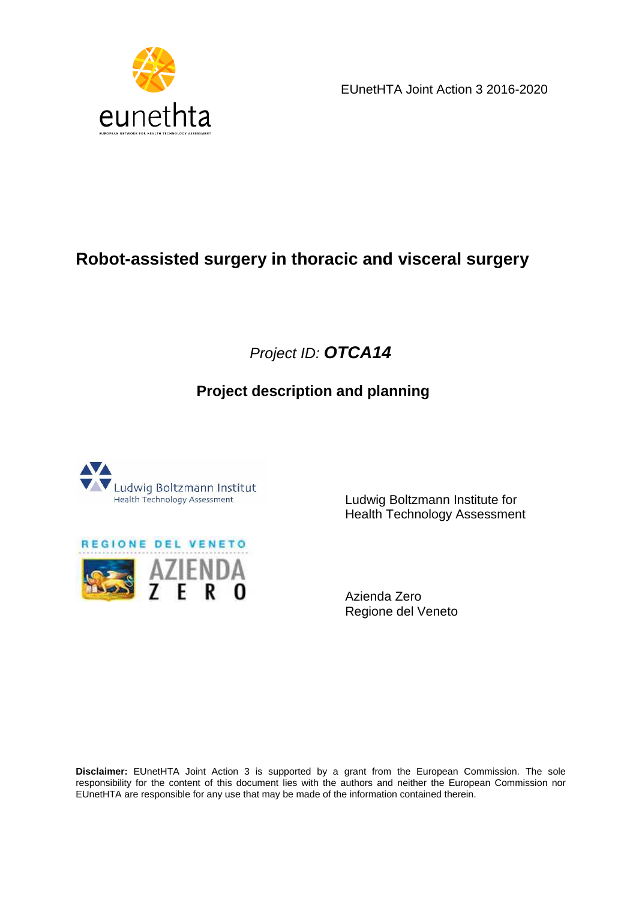eunethta

EUROPEAN NETWORK FOR HEALTH TECHNOLOGY ASSESSMENT

EUnetHTA Joint Action 3 2016-2020

# Robot-assisted surgery in thoracic and visceral surgery

*Project ID:* ***OTCA14***

## Project description and planning

Ludwig Boltzmann Institute for Health Technology Assessment

Azienda Zero
Regione del Veneto

**Disclaimer:** EUnetHTA Joint Action 3 is supported by a grant from the European Commission. The sole responsibility for the content of this document lies with the authors and neither the European Commission nor EUnetHTA are responsible for any use that may be made of the information contained therein.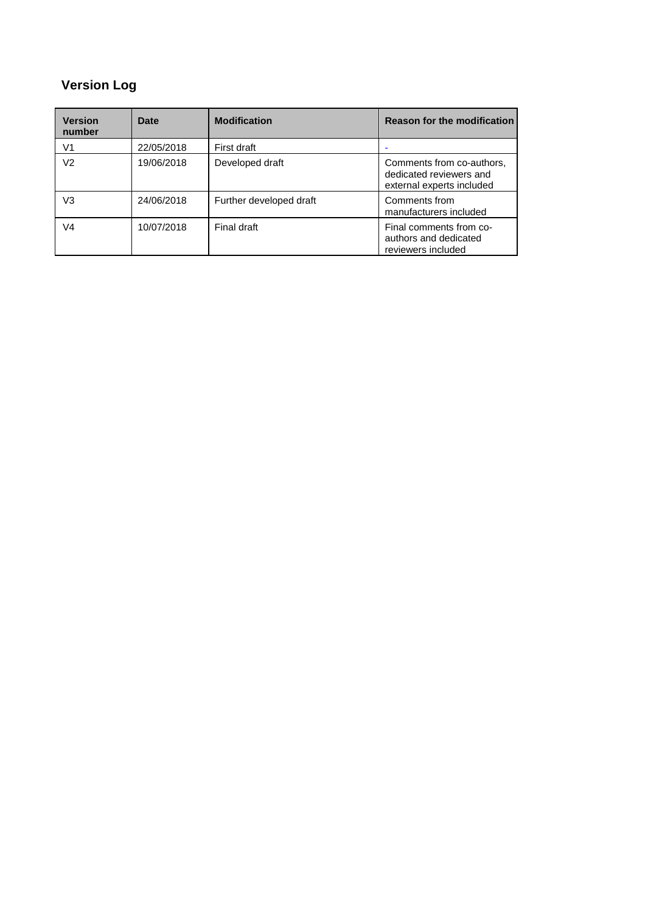## Version Log

| Version number | Date | Modification | Reason for the modification |
|---|---|---|---|
| V1 | 22/05/2018 | First draft | - |
| V2 | 19/06/2018 | Developed draft | Comments from co-authors, dedicated reviewers and external experts included |
| V3 | 24/06/2018 | Further developed draft | Comments from manufacturers included |
| V4 | 10/07/2018 | Final draft | Final comments from co-authors and dedicated reviewers included |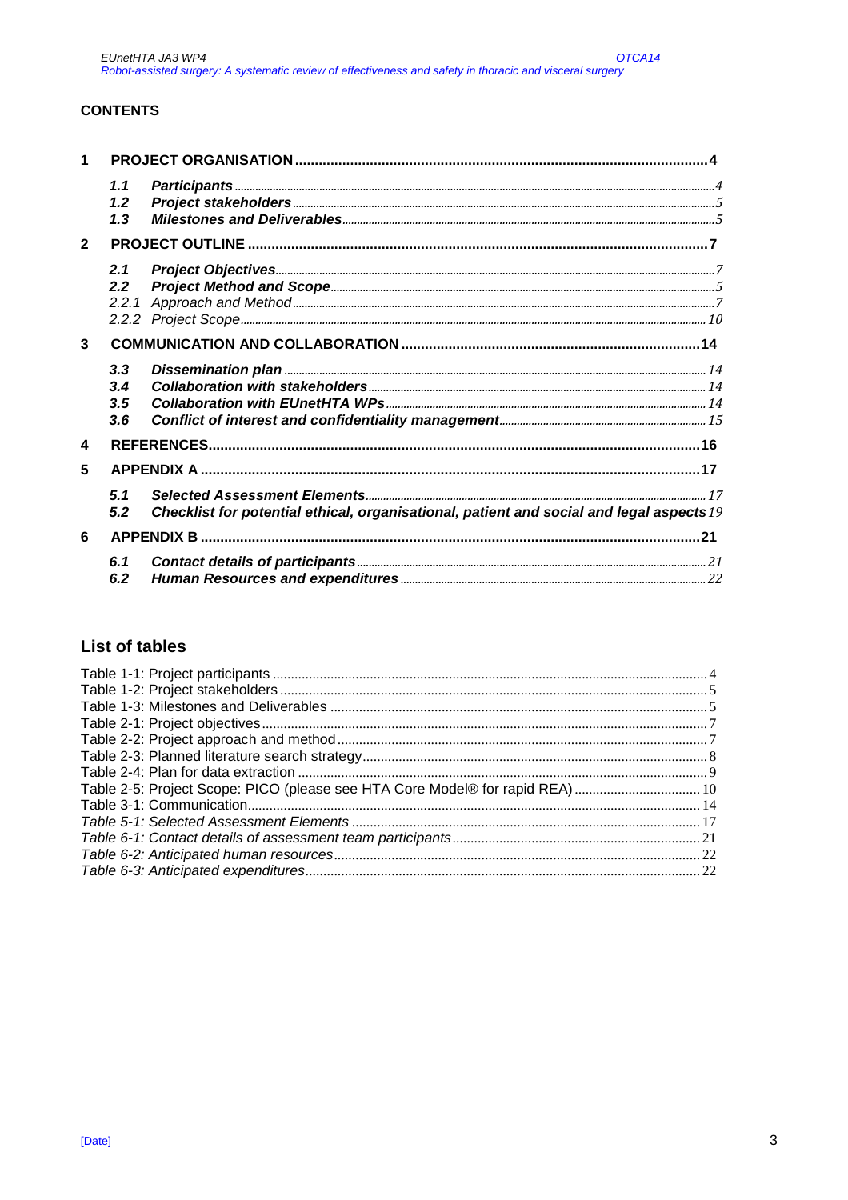## CONTENTS

1 PROJECT ORGANISATION ............ 4
- 1.1 ***Participants*** ............ *4*
- 1.2 ***Project stakeholders*** ............ *5*
- 1.3 ***Milestones and Deliverables*** ............ *5*

2 PROJECT OUTLINE ............ 7
- 2.1 ***Project Objectives*** ............ *7*
- 2.2 ***Project Method and Scope*** ............ *5*
- 2.2.1 *Approach and Method* ............ *7*
- 2.2.2 *Project Scope* ............ *10*

3 COMMUNICATION AND COLLABORATION ............ 14
- 3.3 ***Dissemination plan*** ............ *14*
- 3.4 ***Collaboration with stakeholders*** ............ *14*
- 3.5 ***Collaboration with EUnetHTA WPs*** ............ *14*
- 3.6 ***Conflict of interest and confidentiality management*** ............ *15*

4 REFERENCES ............ 16

5 APPENDIX A ............ 17
- 5.1 ***Selected Assessment Elements*** ............ *17*
- 5.2 ***Checklist for potential ethical, organisational, patient and social and legal aspects*** *19*

6 APPENDIX B ............ 21
- 6.1 ***Contact details of participants*** ............ *21*
- 6.2 ***Human Resources and expenditures*** ............ *22*

## List of tables

Table 1-1: Project participants ............ 4
Table 1-2: Project stakeholders ............ 5
Table 1-3: Milestones and Deliverables ............ 5
Table 2-1: Project objectives ............ 7
Table 2-2: Project approach and method ............ 7
Table 2-3: Planned literature search strategy ............ 8
Table 2-4: Plan for data extraction ............ 9
Table 2-5: Project Scope: PICO (please see HTA Core Model® for rapid REA) ............ 10
Table 3-1: Communication ............ 14
*Table 5-1: Selected Assessment Elements* ............ 17
*Table 6-1: Contact details of assessment team participants* ............ 21
*Table 6-2: Anticipated human resources* ............ 22
*Table 6-3: Anticipated expenditures* ............ 22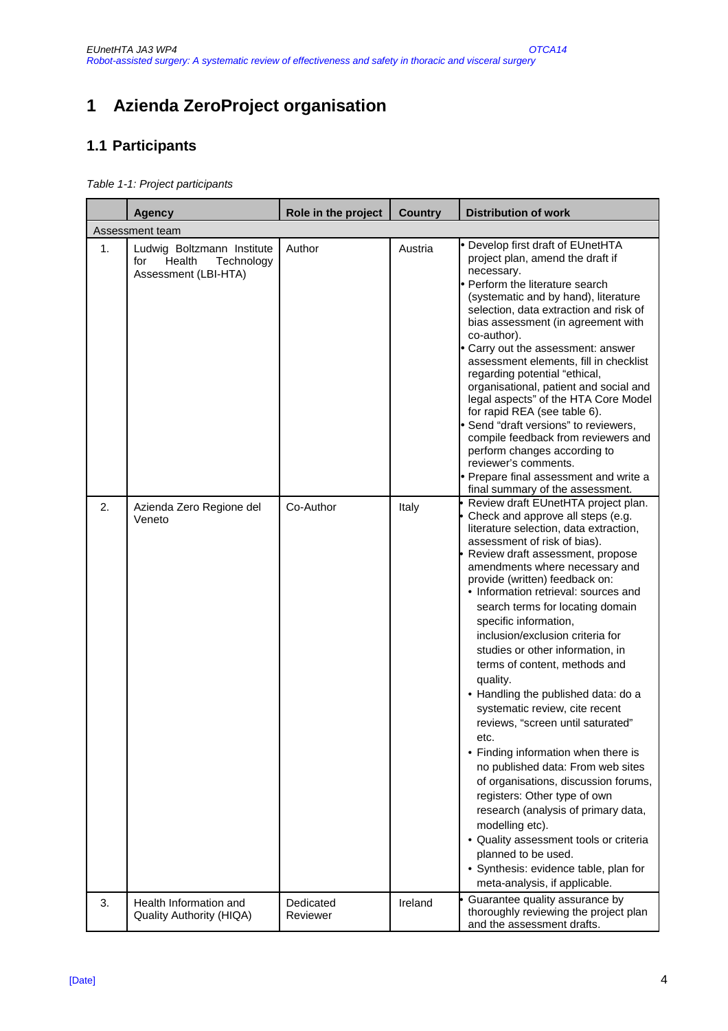# 1 Azienda ZeroProject organisation

## 1.1 Participants

*Table 1-1: Project participants*

| | Agency | Role in the project | Country | Distribution of work |
|---|---|---|---|---|
| Assessment team | | | | |
| 1. | Ludwig Boltzmann Institute for Health Technology Assessment (LBI-HTA) | Author | Austria | • Develop first draft of EUnetHTA project plan, amend the draft if necessary.<br>• Perform the literature search (systematic and by hand), literature selection, data extraction and risk of bias assessment (in agreement with co-author).<br>• Carry out the assessment: answer assessment elements, fill in checklist regarding potential "ethical, organisational, patient and social and legal aspects" of the HTA Core Model for rapid REA (see table 6).<br>• Send "draft versions" to reviewers, compile feedback from reviewers and perform changes according to reviewer's comments.<br>• Prepare final assessment and write a final summary of the assessment. |
| 2. | Azienda Zero Regione del Veneto | Co-Author | Italy | • Review draft EUnetHTA project plan.<br>• Check and approve all steps (e.g. literature selection, data extraction, assessment of risk of bias).<br>• Review draft assessment, propose amendments where necessary and provide (written) feedback on:<br>  • Information retrieval: sources and search terms for locating domain specific information, inclusion/exclusion criteria for studies or other information, in terms of content, methods and quality.<br>  • Handling the published data: do a systematic review, cite recent reviews, "screen until saturated" etc.<br>  • Finding information when there is no published data: From web sites of organisations, discussion forums, registers: Other type of own research (analysis of primary data, modelling etc).<br>  • Quality assessment tools or criteria planned to be used.<br>  • Synthesis: evidence table, plan for meta-analysis, if applicable. |
| 3. | Health Information and Quality Authority (HIQA) | Dedicated Reviewer | Ireland | • Guarantee quality assurance by thoroughly reviewing the project plan and the assessment drafts. |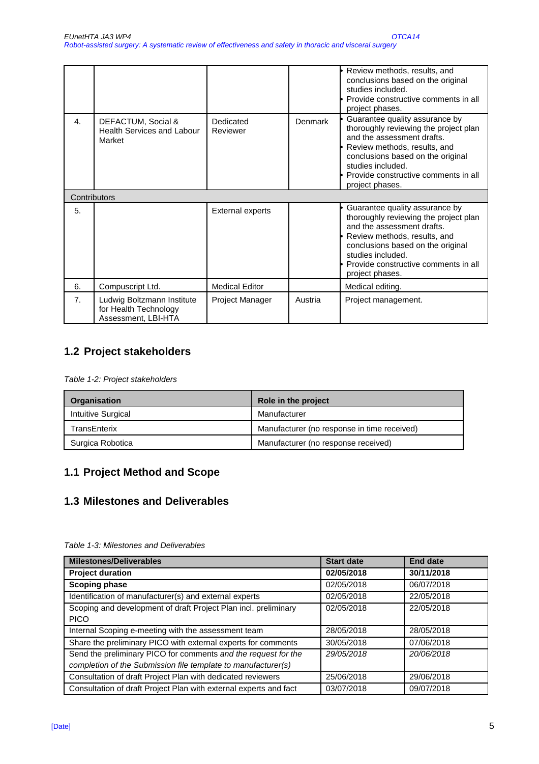|  |  |  |  | • Review methods, results, and conclusions based on the original studies included.<br>• Provide constructive comments in all project phases. |
|---|---|---|---|---|
| 4. | DEFACTUM, Social & Health Services and Labour Market | Dedicated Reviewer | Denmark | • Guarantee quality assurance by thoroughly reviewing the project plan and the assessment drafts.<br>• Review methods, results, and conclusions based on the original studies included.<br>• Provide constructive comments in all project phases. |
| Contributors | | | | |
| 5. |  | External experts |  | • Guarantee quality assurance by thoroughly reviewing the project plan and the assessment drafts.<br>• Review methods, results, and conclusions based on the original studies included.<br>• Provide constructive comments in all project phases. |
| 6. | Compuscript Ltd. | Medical Editor |  | Medical editing. |
| 7. | Ludwig Boltzmann Institute for Health Technology Assessment, LBI-HTA | Project Manager | Austria | Project management. |

## 1.2 Project stakeholders

*Table 1-2: Project stakeholders*

| Organisation | Role in the project |
|---|---|
| Intuitive Surgical | Manufacturer |
| TransEnterix | Manufacturer (no response in time received) |
| Surgica Robotica | Manufacturer (no response received) |

## 1.1 Project Method and Scope

## 1.3 Milestones and Deliverables

*Table 1-3: Milestones and Deliverables*

| Milestones/Deliverables | Start date | End date |
|---|---|---|
| **Project duration** | **02/05/2018** | **30/11/2018** |
| **Scoping phase** | 02/05/2018 | 06/07/2018 |
| Identification of manufacturer(s) and external experts | 02/05/2018 | 22/05/2018 |
| Scoping and development of draft Project Plan incl. preliminary PICO | 02/05/2018 | 22/05/2018 |
| Internal Scoping e-meeting with the assessment team | 28/05/2018 | 28/05/2018 |
| Share the preliminary PICO with external experts for comments | 30/05/2018 | 07/06/2018 |
| Send the preliminary PICO for comments *and the request for the completion of the Submission file template to manufacturer(s)* | *29/05/2018* | *20/06/2018* |
| Consultation of draft Project Plan with dedicated reviewers | 25/06/2018 | 29/06/2018 |
| Consultation of draft Project Plan with external experts and fact | 03/07/2018 | 09/07/2018 |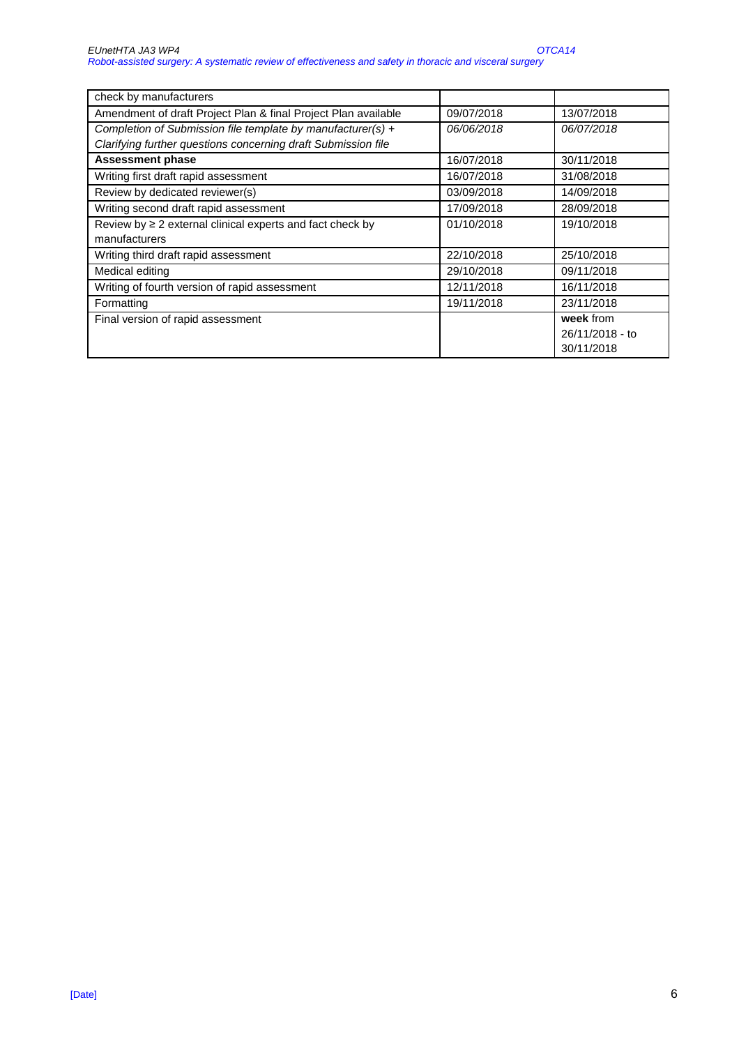| check by manufacturers | | |
|---|---|---|
| Amendment of draft Project Plan & final Project Plan available | 09/07/2018 | 13/07/2018 |
| *Completion of Submission file template by manufacturer(s) + Clarifying further questions concerning draft Submission file* | *06/06/2018* | *06/07/2018* |
| **Assessment phase** | 16/07/2018 | 30/11/2018 |
| Writing first draft rapid assessment | 16/07/2018 | 31/08/2018 |
| Review by dedicated reviewer(s) | 03/09/2018 | 14/09/2018 |
| Writing second draft rapid assessment | 17/09/2018 | 28/09/2018 |
| Review by ≥ 2 external clinical experts and fact check by manufacturers | 01/10/2018 | 19/10/2018 |
| Writing third draft rapid assessment | 22/10/2018 | 25/10/2018 |
| Medical editing | 29/10/2018 | 09/11/2018 |
| Writing of fourth version of rapid assessment | 12/11/2018 | 16/11/2018 |
| Formatting | 19/11/2018 | 23/11/2018 |
| Final version of rapid assessment | | **week** from 26/11/2018 - to 30/11/2018 |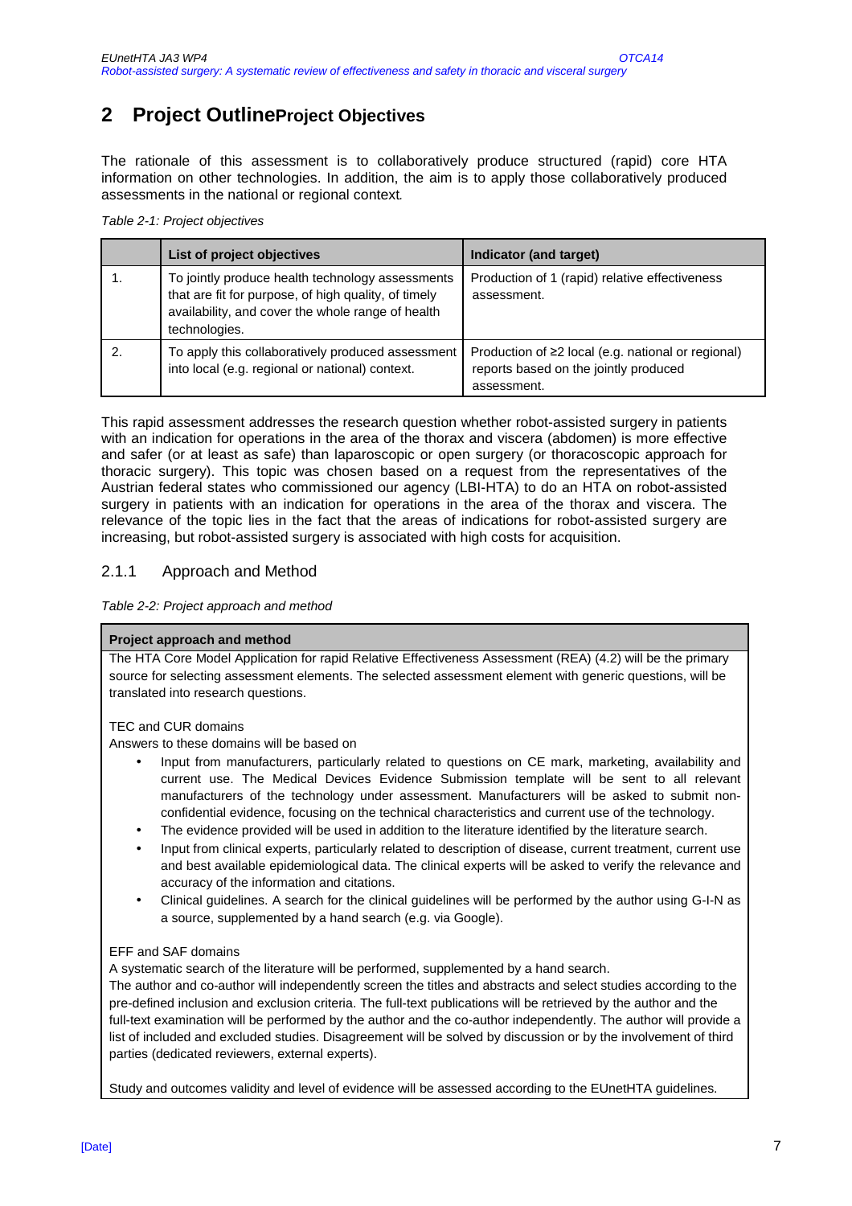## 2 Project OutlineProject Objectives

The rationale of this assessment is to collaboratively produce structured (rapid) core HTA information on other technologies. In addition, the aim is to apply those collaboratively produced assessments in the national or regional context.

*Table 2-1: Project objectives*

| | List of project objectives | Indicator (and target) |
|---|---|---|
| 1. | To jointly produce health technology assessments that are fit for purpose, of high quality, of timely availability, and cover the whole range of health technologies. | Production of 1 (rapid) relative effectiveness assessment. |
| 2. | To apply this collaboratively produced assessment into local (e.g. regional or national) context. | Production of ≥2 local (e.g. national or regional) reports based on the jointly produced assessment. |

This rapid assessment addresses the research question whether robot-assisted surgery in patients with an indication for operations in the area of the thorax and viscera (abdomen) is more effective and safer (or at least as safe) than laparoscopic or open surgery (or thoracoscopic approach for thoracic surgery). This topic was chosen based on a request from the representatives of the Austrian federal states who commissioned our agency (LBI-HTA) to do an HTA on robot-assisted surgery in patients with an indication for operations in the area of the thorax and viscera. The relevance of the topic lies in the fact that the areas of indications for robot-assisted surgery are increasing, but robot-assisted surgery is associated with high costs for acquisition.

### 2.1.1 Approach and Method

*Table 2-2: Project approach and method*

| Project approach and method |
|---|
| The HTA Core Model Application for rapid Relative Effectiveness Assessment (REA) (4.2) will be the primary source for selecting assessment elements. The selected assessment element with generic questions, will be translated into research questions.<br><br>TEC and CUR domains<br>Answers to these domains will be based on<br>• Input from manufacturers, particularly related to questions on CE mark, marketing, availability and current use. The Medical Devices Evidence Submission template will be sent to all relevant manufacturers of the technology under assessment. Manufacturers will be asked to submit non-confidential evidence, focusing on the technical characteristics and current use of the technology.<br>• The evidence provided will be used in addition to the literature identified by the literature search.<br>• Input from clinical experts, particularly related to description of disease, current treatment, current use and best available epidemiological data. The clinical experts will be asked to verify the relevance and accuracy of the information and citations.<br>• Clinical guidelines. A search for the clinical guidelines will be performed by the author using G-I-N as a source, supplemented by a hand search (e.g. via Google).<br><br>EFF and SAF domains<br>A systematic search of the literature will be performed, supplemented by a hand search.<br>The author and co-author will independently screen the titles and abstracts and select studies according to the pre-defined inclusion and exclusion criteria. The full-text publications will be retrieved by the author and the full-text examination will be performed by the author and the co-author independently. The author will provide a list of included and excluded studies. Disagreement will be solved by discussion or by the involvement of third parties (dedicated reviewers, external experts).<br><br>Study and outcomes validity and level of evidence will be assessed according to the EUnetHTA guidelines. |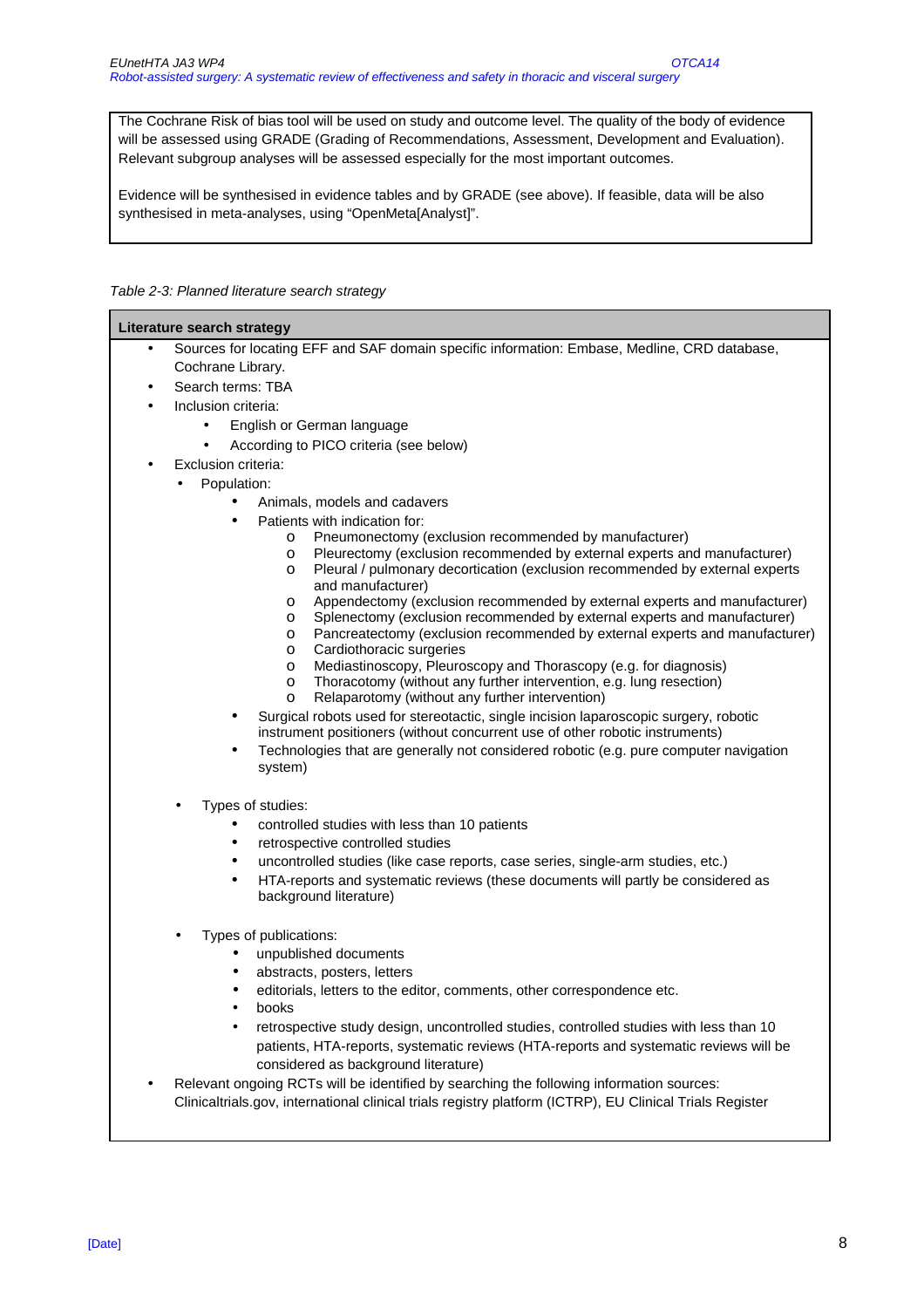The Cochrane Risk of bias tool will be used on study and outcome level. The quality of the body of evidence will be assessed using GRADE (Grading of Recommendations, Assessment, Development and Evaluation). Relevant subgroup analyses will be assessed especially for the most important outcomes.

Evidence will be synthesised in evidence tables and by GRADE (see above). If feasible, data will be also synthesised in meta-analyses, using "OpenMeta[Analyst]".

*Table 2-3: Planned literature search strategy*

**Literature search strategy**

- Sources for locating EFF and SAF domain specific information: Embase, Medline, CRD database, Cochrane Library.
- Search terms: TBA
- Inclusion criteria:
  - English or German language
  - According to PICO criteria (see below)
- Exclusion criteria:
  - Population:
    - Animals, models and cadavers
    - Patients with indication for:
      - Pneumonectomy (exclusion recommended by manufacturer)
      - Pleurectomy (exclusion recommended by external experts and manufacturer)
      - Pleural / pulmonary decortication (exclusion recommended by external experts and manufacturer)
      - Appendectomy (exclusion recommended by external experts and manufacturer)
      - Splenectomy (exclusion recommended by external experts and manufacturer)
      - Pancreatectomy (exclusion recommended by external experts and manufacturer)
      - Cardiothoracic surgeries
      - Mediastinoscopy, Pleuroscopy and Thorascopy (e.g. for diagnosis)
      - Thoracotomy (without any further intervention, e.g. lung resection)
      - Relaparotomy (without any further intervention)
    - Surgical robots used for stereotactic, single incision laparoscopic surgery, robotic instrument positioners (without concurrent use of other robotic instruments)
    - Technologies that are generally not considered robotic (e.g. pure computer navigation system)
  - Types of studies:
    - controlled studies with less than 10 patients
    - retrospective controlled studies
    - uncontrolled studies (like case reports, case series, single-arm studies, etc.)
    - HTA-reports and systematic reviews (these documents will partly be considered as background literature)
  - Types of publications:
    - unpublished documents
    - abstracts, posters, letters
    - editorials, letters to the editor, comments, other correspondence etc.
    - books
    - retrospective study design, uncontrolled studies, controlled studies with less than 10 patients, HTA-reports, systematic reviews (HTA-reports and systematic reviews will be considered as background literature)
- Relevant ongoing RCTs will be identified by searching the following information sources: Clinicaltrials.gov, international clinical trials registry platform (ICTRP), EU Clinical Trials Register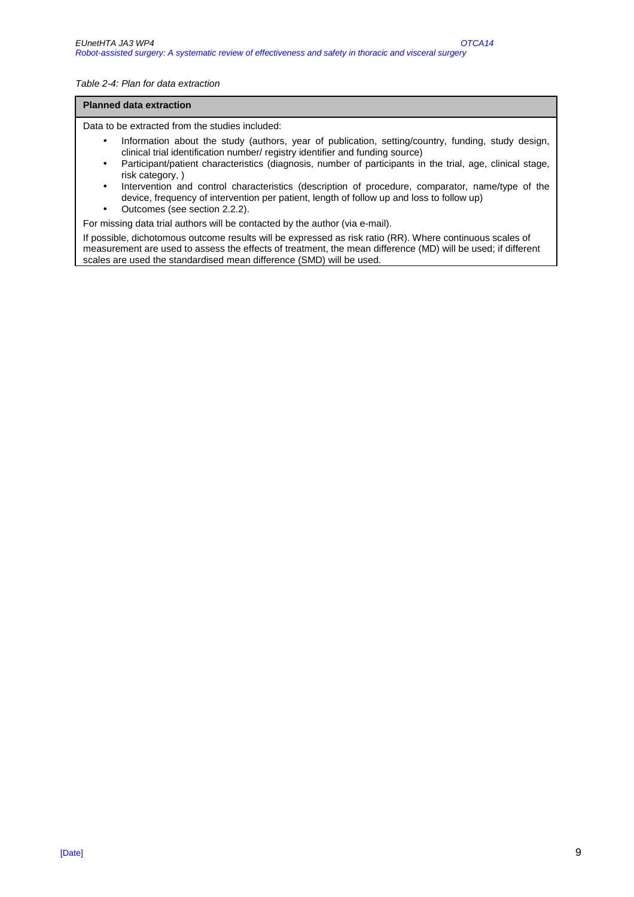*Table 2-4: Plan for data extraction*

| **Planned data extraction** |
| --- |
| Data to be extracted from the studies included:<br>• Information about the study (authors, year of publication, setting/country, funding, study design, clinical trial identification number/ registry identifier and funding source)<br>• Participant/patient characteristics (diagnosis, number of participants in the trial, age, clinical stage, risk category, )<br>• Intervention and control characteristics (description of procedure, comparator, name/type of the device, frequency of intervention per patient, length of follow up and loss to follow up)<br>• Outcomes (see section 2.2.2).<br>For missing data trial authors will be contacted by the author (via e-mail).<br>If possible, dichotomous outcome results will be expressed as risk ratio (RR). Where continuous scales of measurement are used to assess the effects of treatment, the mean difference (MD) will be used; if different scales are used the standardised mean difference (SMD) will be used. |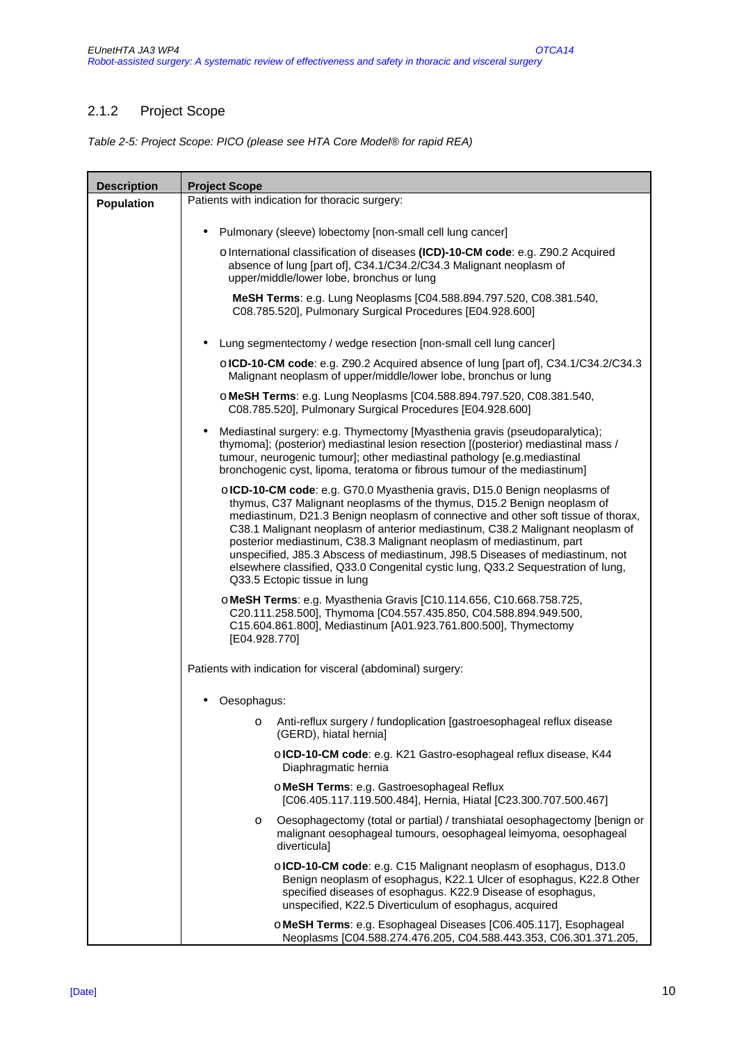### 2.1.2 Project Scope

*Table 2-5: Project Scope: PICO (please see HTA Core Model® for rapid REA)*

| Description | Project Scope |
|---|---|
| **Population** | Patients with indication for thoracic surgery:<br><br>• Pulmonary (sleeve) lobectomy [non-small cell lung cancer]<br>o International classification of diseases **(ICD)-10-CM code**: e.g. Z90.2 Acquired absence of lung [part of], C34.1/C34.2/C34.3 Malignant neoplasm of upper/middle/lower lobe, bronchus or lung<br>**MeSH Terms**: e.g. Lung Neoplasms [C04.588.894.797.520, C08.381.540, C08.785.520], Pulmonary Surgical Procedures [E04.928.600]<br><br>• Lung segmentectomy / wedge resection [non-small cell lung cancer]<br>o **ICD-10-CM code**: e.g. Z90.2 Acquired absence of lung [part of], C34.1/C34.2/C34.3 Malignant neoplasm of upper/middle/lower lobe, bronchus or lung<br>o **MeSH Terms**: e.g. Lung Neoplasms [C04.588.894.797.520, C08.381.540, C08.785.520], Pulmonary Surgical Procedures [E04.928.600]<br><br>• Mediastinal surgery: e.g. Thymectomy [Myasthenia gravis (pseudoparalytica); thymoma]; (posterior) mediastinal lesion resection [(posterior) mediastinal mass / tumour, neurogenic tumour]; other mediastinal pathology [e.g.mediastinal bronchogenic cyst, lipoma, teratoma or fibrous tumour of the mediastinum]<br>o **ICD-10-CM code**: e.g. G70.0 Myasthenia gravis, D15.0 Benign neoplasms of thymus, C37 Malignant neoplasms of the thymus, D15.2 Benign neoplasm of mediastinum, D21.3 Benign neoplasm of connective and other soft tissue of thorax, C38.1 Malignant neoplasm of anterior mediastinum, C38.2 Malignant neoplasm of posterior mediastinum, C38.3 Malignant neoplasm of mediastinum, part unspecified, J85.3 Abscess of mediastinum, J98.5 Diseases of mediastinum, not elsewhere classified, Q33.0 Congenital cystic lung, Q33.2 Sequestration of lung, Q33.5 Ectopic tissue in lung<br>o **MeSH Terms**: e.g. Myasthenia Gravis [C10.114.656, C10.668.758.725, C20.111.258.500], Thymoma [C04.557.435.850, C04.588.894.949.500, C15.604.861.800], Mediastinum [A01.923.761.800.500], Thymectomy [E04.928.770]<br><br>Patients with indication for visceral (abdominal) surgery:<br><br>• Oesophagus:<br>o Anti-reflux surgery / fundoplication [gastroesophageal reflux disease (GERD), hiatal hernia]<br>o **ICD-10-CM code**: e.g. K21 Gastro-esophageal reflux disease, K44 Diaphragmatic hernia<br>o **MeSH Terms**: e.g. Gastroesophageal Reflux [C06.405.117.119.500.484], Hernia, Hiatal [C23.300.707.500.467]<br>o Oesophagectomy (total or partial) / transhiatal oesophagectomy [benign or malignant oesophageal tumours, oesophageal leimyoma, oesophageal diverticula]<br>o **ICD-10-CM code**: e.g. C15 Malignant neoplasm of esophagus, D13.0 Benign neoplasm of esophagus, K22.1 Ulcer of esophagus, K22.8 Other specified diseases of esophagus. K22.9 Disease of esophagus, unspecified, K22.5 Diverticulum of esophagus, acquired<br>o **MeSH Terms**: e.g. Esophageal Diseases [C06.405.117], Esophageal Neoplasms [C04.588.274.476.205, C04.588.443.353, C06.301.371.205, |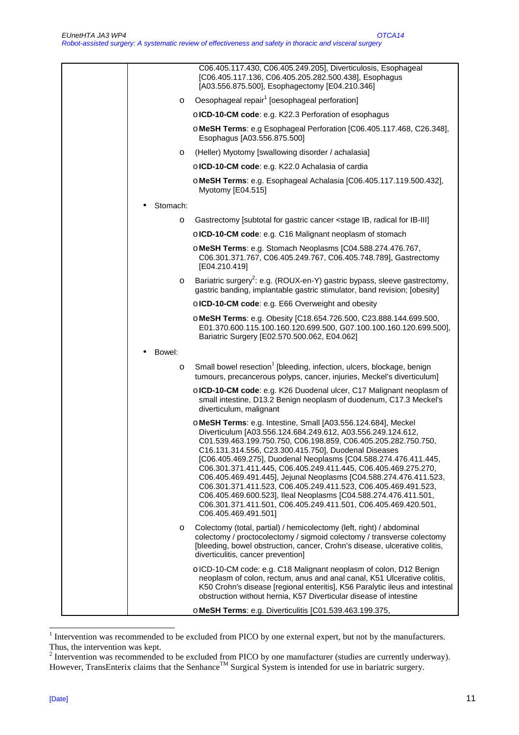| | |
|---|---|
| | C06.405.117.430, C06.405.249.205], Diverticulosis, Esophageal [C06.405.117.136, C06.405.205.282.500.438], Esophagus [A03.556.875.500], Esophagectomy [E04.210.346]<br><br>o Oesophageal repair[1] [oesophageal perforation]<br>o **ICD-10-CM code**: e.g. K22.3 Perforation of esophagus<br>o **MeSH Terms**: e.g Esophageal Perforation [C06.405.117.468, C26.348], Esophagus [A03.556.875.500]<br><br>o (Heller) Myotomy [swallowing disorder / achalasia]<br>o **ICD-10-CM code**: e.g. K22.0 Achalasia of cardia<br>o **MeSH Terms**: e.g. Esophageal Achalasia [C06.405.117.119.500.432], Myotomy [E04.515]<br><br>• Stomach:<br><br>o Gastrectomy [subtotal for gastric cancer <stage IB, radical for IB-III]<br>o **ICD-10-CM code**: e.g. C16 Malignant neoplasm of stomach<br>o **MeSH Terms**: e.g. Stomach Neoplasms [C04.588.274.476.767, C06.301.371.767, C06.405.249.767, C06.405.748.789], Gastrectomy [E04.210.419]<br><br>o Bariatric surgery[2]: e.g. (ROUX-en-Y) gastric bypass, sleeve gastrectomy, gastric banding, implantable gastric stimulator, band revision; [obesity]<br>o **ICD-10-CM code**: e.g. E66 Overweight and obesity<br>o **MeSH Terms**: e.g. Obesity [C18.654.726.500, C23.888.144.699.500, E01.370.600.115.100.160.120.699.500, G07.100.100.160.120.699.500], Bariatric Surgery [E02.570.500.062, E04.062]<br><br>• Bowel:<br><br>o Small bowel resection[1] [bleeding, infection, ulcers, blockage, benign tumours, precancerous polyps, cancer, injuries, Meckel's diverticulum]<br>o **ICD-10-CM code**: e.g. K26 Duodenal ulcer, C17 Malignant neoplasm of small intestine, D13.2 Benign neoplasm of duodenum, C17.3 Meckel's diverticulum, malignant<br>o **MeSH Terms**: e.g. Intestine, Small [A03.556.124.684], Meckel Diverticulum [A03.556.124.684.249.612, A03.556.249.124.612, C01.539.463.199.750.750, C06.198.859, C06.405.205.282.750.750, C16.131.314.556, C23.300.415.750], Duodenal Diseases [C06.405.469.275], Duodenal Neoplasms [C04.588.274.476.411.445, C06.301.371.411.445, C06.405.249.411.445, C06.405.469.275.270, C06.405.469.491.445], Jejunal Neoplasms [C04.588.274.476.411.523, C06.301.371.411.523, C06.405.249.411.523, C06.405.469.491.523, C06.405.469.600.523], Ileal Neoplasms [C04.588.274.476.411.501, C06.301.371.411.501, C06.405.249.411.501, C06.405.469.420.501, C06.405.469.491.501]<br><br>o Colectomy (total, partial) / hemicolectomy (left, right) / abdominal colectomy / proctocolectomy / sigmoid colectomy / transverse colectomy [bleeding, bowel obstruction, cancer, Crohn's disease, ulcerative colitis, diverticulitis, cancer prevention]<br>o ICD-10-CM code: e.g. C18 Malignant neoplasm of colon, D12 Benign neoplasm of colon, rectum, anus and anal canal, K51 Ulcerative colitis, K50 Crohn's disease [regional enteritis], K56 Paralytic ileus and intestinal obstruction without hernia, K57 Diverticular disease of intestine<br>o **MeSH Terms**: e.g. Diverticulitis [C01.539.463.199.375, |

[1] Intervention was recommended to be excluded from PICO by one external expert, but not by the manufacturers. Thus, the intervention was kept.

[2] Intervention was recommended to be excluded from PICO by one manufacturer (studies are currently underway). However, TransEnterix claims that the Senhance™ Surgical System is intended for use in bariatric surgery.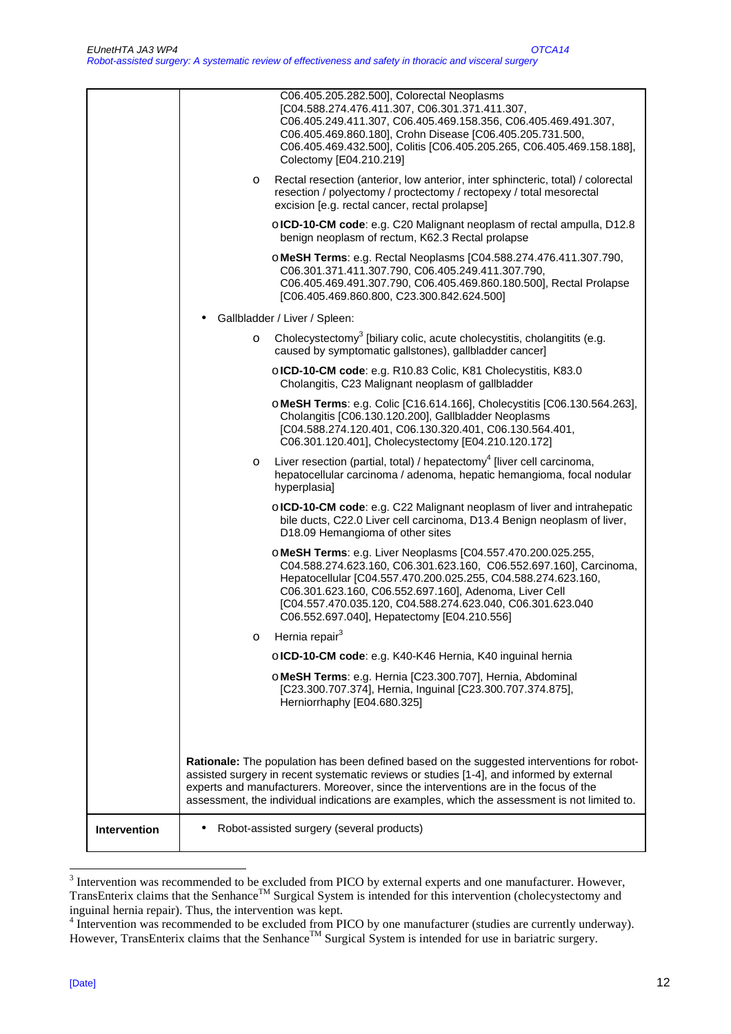| | |
|---|---|
| | C06.405.205.282.500], Colorectal Neoplasms [C04.588.274.476.411.307, C06.301.371.411.307, C06.405.249.411.307, C06.405.469.158.356, C06.405.469.491.307, C06.405.469.860.180], Crohn Disease [C06.405.205.731.500, C06.405.469.432.500], Colitis [C06.405.205.265, C06.405.469.158.188], Colectomy [E04.210.219]<br><br>o Rectal resection (anterior, low anterior, inter sphincteric, total) / colorectal resection / polyectomy / proctectomy / rectopexy / total mesorectal excision [e.g. rectal cancer, rectal prolapse]<br><br>o **ICD-10-CM code**: e.g. C20 Malignant neoplasm of rectal ampulla, D12.8 benign neoplasm of rectum, K62.3 Rectal prolapse<br><br>o **MeSH Terms**: e.g. Rectal Neoplasms [C04.588.274.476.411.307.790, C06.301.371.411.307.790, C06.405.249.411.307.790, C06.405.469.491.307.790, C06.405.469.860.180.500], Rectal Prolapse [C06.405.469.860.800, C23.300.842.624.500]<br><br>• Gallbladder / Liver / Spleen:<br><br>o Cholecystectomy[3] [biliary colic, acute cholecystitis, cholangitits (e.g. caused by symptomatic gallstones), gallbladder cancer]<br><br>o **ICD-10-CM code**: e.g. R10.83 Colic, K81 Cholecystitis, K83.0 Cholangitis, C23 Malignant neoplasm of gallbladder<br><br>o **MeSH Terms**: e.g. Colic [C16.614.166], Cholecystitis [C06.130.564.263], Cholangitis [C06.130.120.200], Gallbladder Neoplasms [C04.588.274.120.401, C06.130.320.401, C06.130.564.401, C06.301.120.401], Cholecystectomy [E04.210.120.172]<br><br>o Liver resection (partial, total) / hepatectomy[4] [liver cell carcinoma, hepatocellular carcinoma / adenoma, hepatic hemangioma, focal nodular hyperplasia]<br><br>o **ICD-10-CM code**: e.g. C22 Malignant neoplasm of liver and intrahepatic bile ducts, C22.0 Liver cell carcinoma, D13.4 Benign neoplasm of liver, D18.09 Hemangioma of other sites<br><br>o **MeSH Terms**: e.g. Liver Neoplasms [C04.557.470.200.025.255, C04.588.274.623.160, C06.301.623.160, C06.552.697.160], Carcinoma, Hepatocellular [C04.557.470.200.025.255, C04.588.274.623.160, C06.301.623.160, C06.552.697.160], Adenoma, Liver Cell [C04.557.470.035.120, C04.588.274.623.040, C06.301.623.040 C06.552.697.040], Hepatectomy [E04.210.556]<br><br>o Hernia repair[3]<br><br>o **ICD-10-CM code**: e.g. K40-K46 Hernia, K40 inguinal hernia<br><br>o **MeSH Terms**: e.g. Hernia [C23.300.707], Hernia, Abdominal [C23.300.707.374], Hernia, Inguinal [C23.300.707.374.875], Herniorrhaphy [E04.680.325]<br><br>**Rationale:** The population has been defined based on the suggested interventions for robot-assisted surgery in recent systematic reviews or studies [1-4], and informed by external experts and manufacturers. Moreover, since the interventions are in the focus of the assessment, the individual indications are examples, which the assessment is not limited to. |
| **Intervention** | • Robot-assisted surgery (several products) |

[3] Intervention was recommended to be excluded from PICO by external experts and one manufacturer. However, TransEnterix claims that the Senhance™ Surgical System is intended for this intervention (cholecystectomy and inguinal hernia repair). Thus, the intervention was kept.

[4] Intervention was recommended to be excluded from PICO by one manufacturer (studies are currently underway). However, TransEnterix claims that the Senhance™ Surgical System is intended for use in bariatric surgery.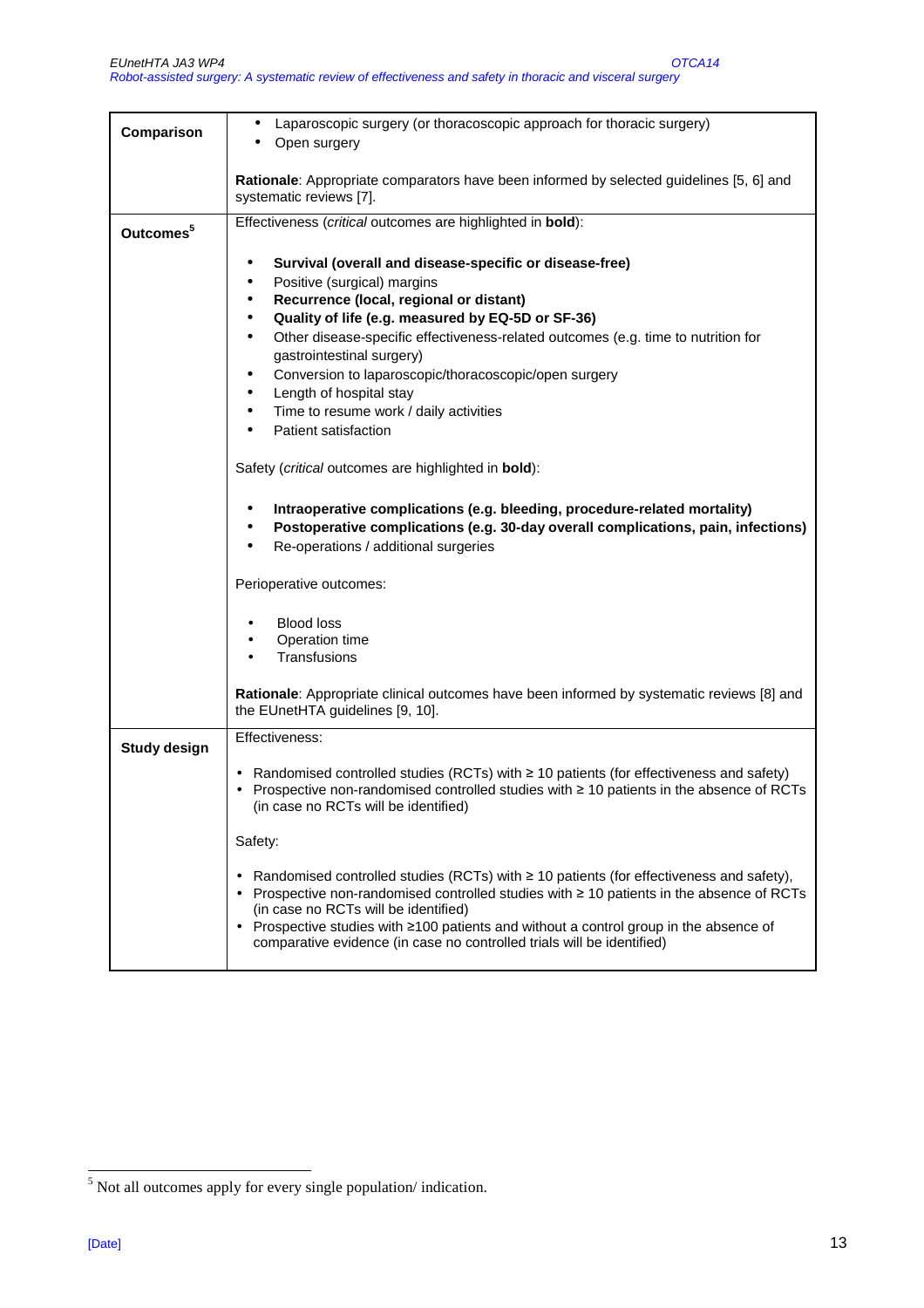| | |
|---|---|
| **Comparison** | • Laparoscopic surgery (or thoracoscopic approach for thoracic surgery)<br>• Open surgery<br><br>**Rationale**: Appropriate comparators have been informed by selected guidelines [5, 6] and systematic reviews [7]. |
| **Outcomes**[5] | Effectiveness (*critical* outcomes are highlighted in **bold**):<br><br>• **Survival (overall and disease-specific or disease-free)**<br>• Positive (surgical) margins<br>• **Recurrence (local, regional or distant)**<br>• **Quality of life (e.g. measured by EQ-5D or SF-36)**<br>• Other disease-specific effectiveness-related outcomes (e.g. time to nutrition for gastrointestinal surgery)<br>• Conversion to laparoscopic/thoracoscopic/open surgery<br>• Length of hospital stay<br>• Time to resume work / daily activities<br>• Patient satisfaction<br><br>Safety (*critical* outcomes are highlighted in **bold**):<br><br>• **Intraoperative complications (e.g. bleeding, procedure-related mortality)**<br>• **Postoperative complications (e.g. 30-day overall complications, pain, infections)**<br>• Re-operations / additional surgeries<br><br>Perioperative outcomes:<br><br>• Blood loss<br>• Operation time<br>• Transfusions<br><br>**Rationale**: Appropriate clinical outcomes have been informed by systematic reviews [8] and the EUnetHTA guidelines [9, 10]. |
| **Study design** | Effectiveness:<br><br>• Randomised controlled studies (RCTs) with ≥ 10 patients (for effectiveness and safety)<br>• Prospective non-randomised controlled studies with ≥ 10 patients in the absence of RCTs (in case no RCTs will be identified)<br><br>Safety:<br><br>• Randomised controlled studies (RCTs) with ≥ 10 patients (for effectiveness and safety),<br>• Prospective non-randomised controlled studies with ≥ 10 patients in the absence of RCTs (in case no RCTs will be identified)<br>• Prospective studies with ≥100 patients and without a control group in the absence of comparative evidence (in case no controlled trials will be identified) |

[5] Not all outcomes apply for every single population/ indication.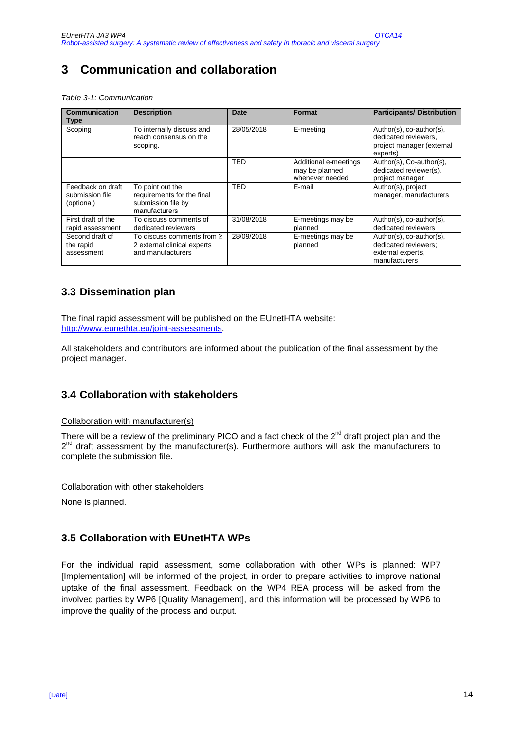# 3 Communication and collaboration

*Table 3-1: Communication*

| Communication Type | Description | Date | Format | Participants/ Distribution |
|---|---|---|---|---|
| Scoping | To internally discuss and reach consensus on the scoping. | 28/05/2018 | E-meeting | Author(s), co-author(s), dedicated reviewers, project manager (external experts) |
| | | TBD | Additional e-meetings may be planned whenever needed | Author(s), Co-author(s), dedicated reviewer(s), project manager |
| Feedback on draft submission file (optional) | To point out the requirements for the final submission file by manufacturers | TBD | E-mail | Author(s), project manager, manufacturers |
| First draft of the rapid assessment | To discuss comments of dedicated reviewers | 31/08/2018 | E-meetings may be planned | Author(s), co-author(s), dedicated reviewers |
| Second draft of the rapid assessment | To discuss comments from ≥ 2 external clinical experts and manufacturers | 28/09/2018 | E-meetings may be planned | Author(s), co-author(s), dedicated reviewers; external experts, manufacturers |

## 3.3 Dissemination plan

The final rapid assessment will be published on the EUnetHTA website: http://www.eunethta.eu/joint-assessments.

All stakeholders and contributors are informed about the publication of the final assessment by the project manager.

## 3.4 Collaboration with stakeholders

Collaboration with manufacturer(s)

There will be a review of the preliminary PICO and a fact check of the 2nd draft project plan and the 2nd draft assessment by the manufacturer(s). Furthermore authors will ask the manufacturers to complete the submission file.

Collaboration with other stakeholders

None is planned.

## 3.5 Collaboration with EUnetHTA WPs

For the individual rapid assessment, some collaboration with other WPs is planned: WP7 [Implementation] will be informed of the project, in order to prepare activities to improve national uptake of the final assessment. Feedback on the WP4 REA process will be asked from the involved parties by WP6 [Quality Management], and this information will be processed by WP6 to improve the quality of the process and output.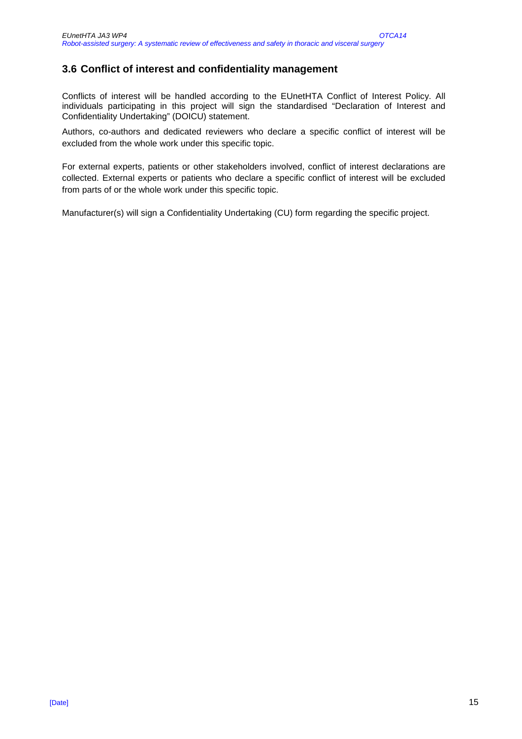## 3.6 Conflict of interest and confidentiality management

Conflicts of interest will be handled according to the EUnetHTA Conflict of Interest Policy. All individuals participating in this project will sign the standardised "Declaration of Interest and Confidentiality Undertaking" (DOICU) statement.

Authors, co-authors and dedicated reviewers who declare a specific conflict of interest will be excluded from the whole work under this specific topic.

For external experts, patients or other stakeholders involved, conflict of interest declarations are collected. External experts or patients who declare a specific conflict of interest will be excluded from parts of or the whole work under this specific topic.

Manufacturer(s) will sign a Confidentiality Undertaking (CU) form regarding the specific project.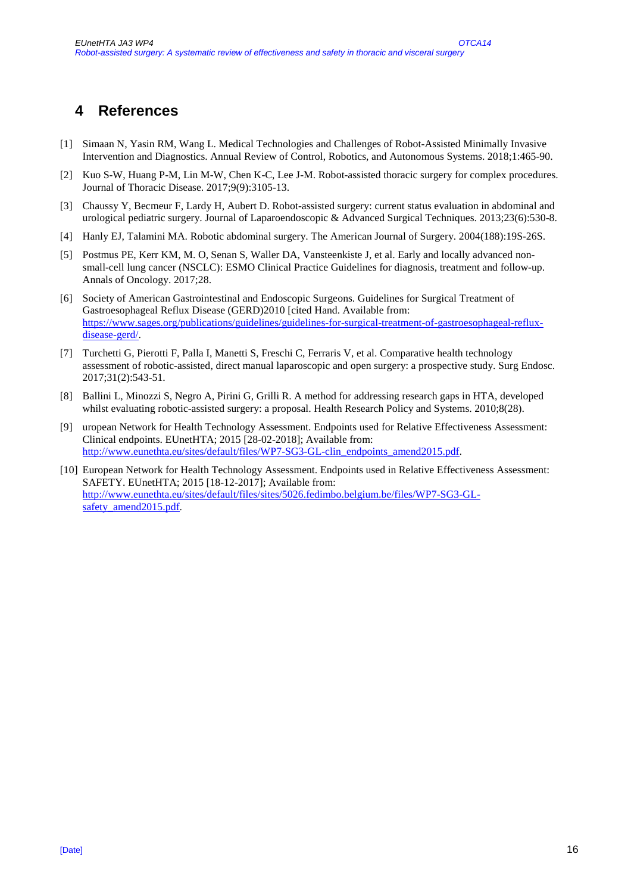# 4 References

[1] Simaan N, Yasin RM, Wang L. Medical Technologies and Challenges of Robot-Assisted Minimally Invasive Intervention and Diagnostics. Annual Review of Control, Robotics, and Autonomous Systems. 2018;1:465-90.

[2] Kuo S-W, Huang P-M, Lin M-W, Chen K-C, Lee J-M. Robot-assisted thoracic surgery for complex procedures. Journal of Thoracic Disease. 2017;9(9):3105-13.

[3] Chaussy Y, Becmeur F, Lardy H, Aubert D. Robot-assisted surgery: current status evaluation in abdominal and urological pediatric surgery. Journal of Laparoendoscopic & Advanced Surgical Techniques. 2013;23(6):530-8.

[4] Hanly EJ, Talamini MA. Robotic abdominal surgery. The American Journal of Surgery. 2004(188):19S-26S.

[5] Postmus PE, Kerr KM, M. O, Senan S, Waller DA, Vansteenkiste J, et al. Early and locally advanced non-small-cell lung cancer (NSCLC): ESMO Clinical Practice Guidelines for diagnosis, treatment and follow-up. Annals of Oncology. 2017;28.

[6] Society of American Gastrointestinal and Endoscopic Surgeons. Guidelines for Surgical Treatment of Gastroesophageal Reflux Disease (GERD)2010 [cited Hand. Available from: https://www.sages.org/publications/guidelines/guidelines-for-surgical-treatment-of-gastroesophageal-reflux-disease-gerd/.

[7] Turchetti G, Pierotti F, Palla I, Manetti S, Freschi C, Ferraris V, et al. Comparative health technology assessment of robotic-assisted, direct manual laparoscopic and open surgery: a prospective study. Surg Endosc. 2017;31(2):543-51.

[8] Ballini L, Minozzi S, Negro A, Pirini G, Grilli R. A method for addressing research gaps in HTA, developed whilst evaluating robotic-assisted surgery: a proposal. Health Research Policy and Systems. 2010;8(28).

[9] uropean Network for Health Technology Assessment. Endpoints used for Relative Effectiveness Assessment: Clinical endpoints. EUnetHTA; 2015 [28-02-2018]; Available from: http://www.eunethta.eu/sites/default/files/WP7-SG3-GL-clin_endpoints_amend2015.pdf.

[10] European Network for Health Technology Assessment. Endpoints used in Relative Effectiveness Assessment: SAFETY. EUnetHTA; 2015 [18-12-2017]; Available from: http://www.eunethta.eu/sites/default/files/sites/5026.fedimbo.belgium.be/files/WP7-SG3-GL-safety_amend2015.pdf.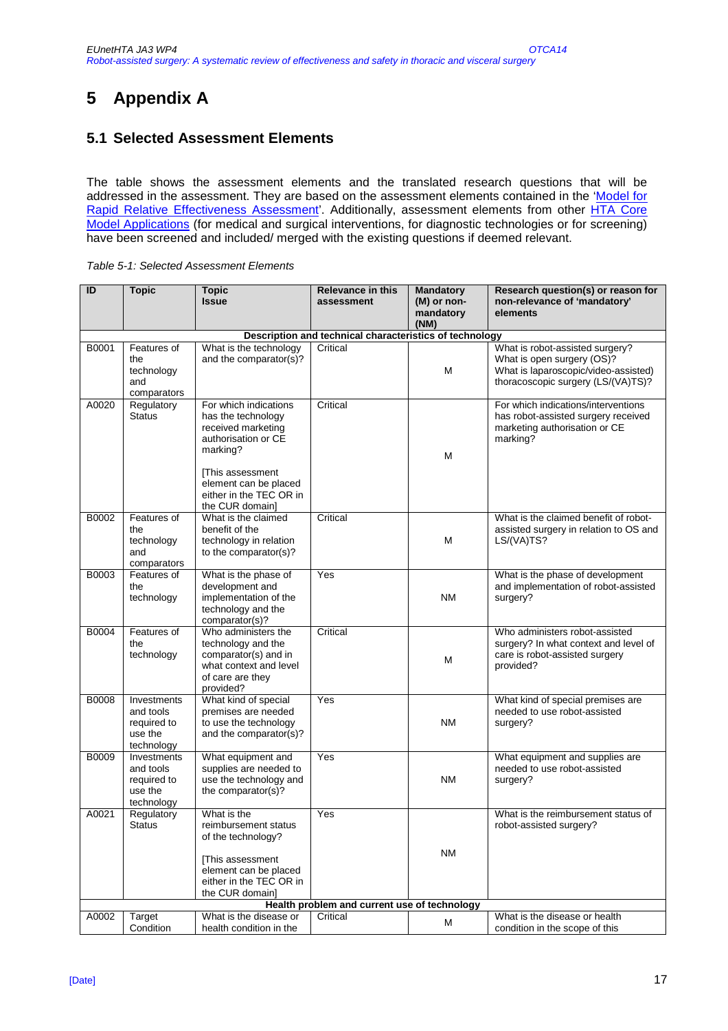# 5 Appendix A

## 5.1 Selected Assessment Elements

The table shows the assessment elements and the translated research questions that will be addressed in the assessment. They are based on the assessment elements contained in the 'Model for Rapid Relative Effectiveness Assessment'. Additionally, assessment elements from other HTA Core Model Applications (for medical and surgical interventions, for diagnostic technologies or for screening) have been screened and included/ merged with the existing questions if deemed relevant.

*Table 5-1: Selected Assessment Elements*

| ID | Topic | Topic Issue | Relevance in this assessment | Mandatory (M) or non-mandatory (NM) | Research question(s) or reason for non-relevance of 'mandatory' elements |
|---|---|---|---|---|---|
| **Description and technical characteristics of technology** | | | | | |
| B0001 | Features of the technology and comparators | What is the technology and the comparator(s)? | Critical | M | What is robot-assisted surgery?<br>What is open surgery (OS)?<br>What is laparoscopic/video-assisted) thoracoscopic surgery (LS/(VA)TS)? |
| A0020 | Regulatory Status | For which indications has the technology received marketing authorisation or CE marking?<br><br>[This assessment element can be placed either in the TEC OR in the CUR domain] | Critical | M | For which indications/interventions has robot-assisted surgery received marketing authorisation or CE marking? |
| B0002 | Features of the technology and comparators | What is the claimed benefit of the technology in relation to the comparator(s)? | Critical | M | What is the claimed benefit of robot-assisted surgery in relation to OS and LS/(VA)TS? |
| B0003 | Features of the technology | What is the phase of development and implementation of the technology and the comparator(s)? | Yes | NM | What is the phase of development and implementation of robot-assisted surgery? |
| B0004 | Features of the technology | Who administers the technology and the comparator(s) and in what context and level of care are they provided? | Critical | M | Who administers robot-assisted surgery? In what context and level of care is robot-assisted surgery provided? |
| B0008 | Investments and tools required to use the technology | What kind of special premises are needed to use the technology and the comparator(s)? | Yes | NM | What kind of special premises are needed to use robot-assisted surgery? |
| B0009 | Investments and tools required to use the technology | What equipment and supplies are needed to use the technology and the comparator(s)? | Yes | NM | What equipment and supplies are needed to use robot-assisted surgery? |
| A0021 | Regulatory Status | What is the reimbursement status of the technology?<br><br>[This assessment element can be placed either in the TEC OR in the CUR domain] | Yes | NM | What is the reimbursement status of robot-assisted surgery? |
| **Health problem and current use of technology** | | | | | |
| A0002 | Target Condition | What is the disease or health condition in the | Critical | M | What is the disease or health condition in the scope of this |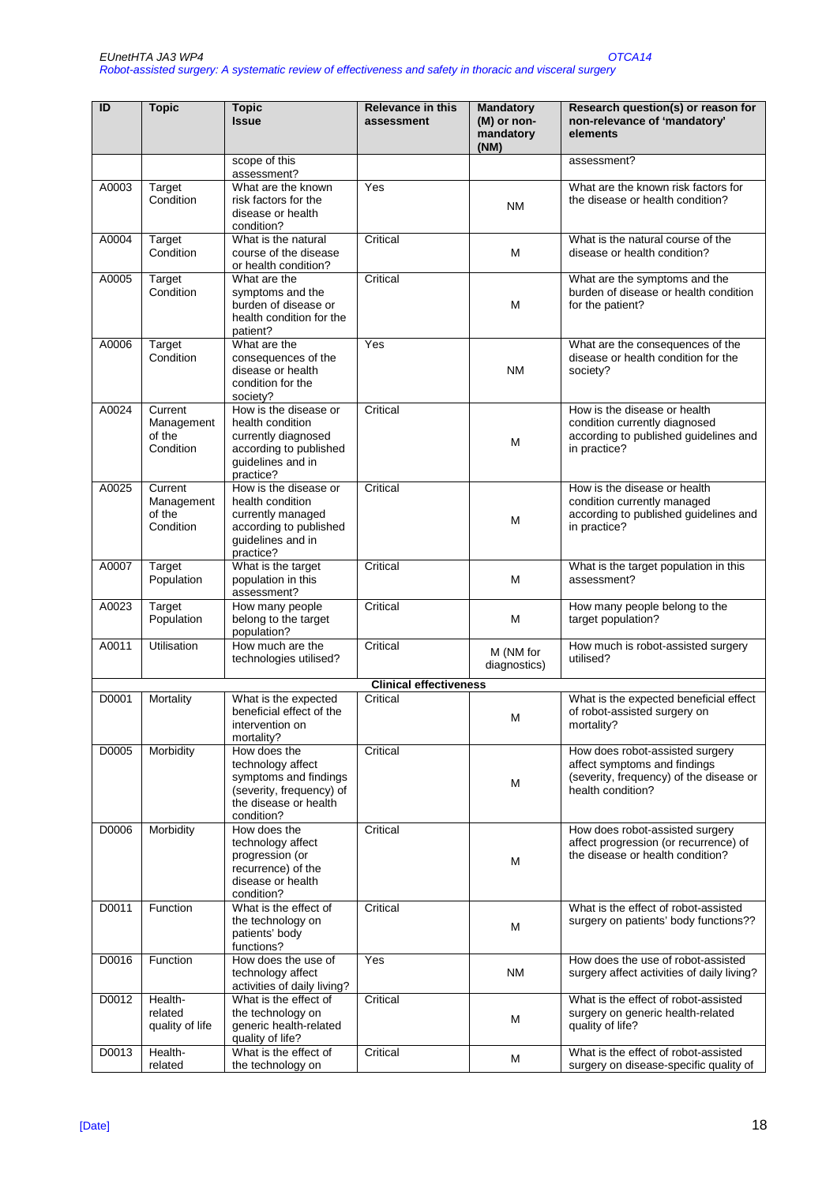| ID | Topic | Topic Issue | Relevance in this assessment | Mandatory (M) or non-mandatory (NM) | Research question(s) or reason for non-relevance of 'mandatory' elements |
|---|---|---|---|---|---|
| | | scope of this assessment? | | | assessment? |
| A0003 | Target Condition | What are the known risk factors for the disease or health condition? | Yes | NM | What are the known risk factors for the disease or health condition? |
| A0004 | Target Condition | What is the natural course of the disease or health condition? | Critical | M | What is the natural course of the disease or health condition? |
| A0005 | Target Condition | What are the symptoms and the burden of disease or health condition for the patient? | Critical | M | What are the symptoms and the burden of disease or health condition for the patient? |
| A0006 | Target Condition | What are the consequences of the disease or health condition for the society? | Yes | NM | What are the consequences of the disease or health condition for the society? |
| A0024 | Current Management of the Condition | How is the disease or health condition currently diagnosed according to published guidelines and in practice? | Critical | M | How is the disease or health condition currently diagnosed according to published guidelines and in practice? |
| A0025 | Current Management of the Condition | How is the disease or health condition currently managed according to published guidelines and in practice? | Critical | M | How is the disease or health condition currently managed according to published guidelines and in practice? |
| A0007 | Target Population | What is the target population in this assessment? | Critical | M | What is the target population in this assessment? |
| A0023 | Target Population | How many people belong to the target population? | Critical | M | How many people belong to the target population? |
| A0011 | Utilisation | How much are the technologies utilised? | Critical | M (NM for diagnostics) | How much is robot-assisted surgery utilised? |
| | | | **Clinical effectiveness** | | |
| D0001 | Mortality | What is the expected beneficial effect of the intervention on mortality? | Critical | M | What is the expected beneficial effect of robot-assisted surgery on mortality? |
| D0005 | Morbidity | How does the technology affect symptoms and findings (severity, frequency) of the disease or health condition? | Critical | M | How does robot-assisted surgery affect symptoms and findings (severity, frequency) of the disease or health condition? |
| D0006 | Morbidity | How does the technology affect progression (or recurrence) of the disease or health condition? | Critical | M | How does robot-assisted surgery affect progression (or recurrence) of the disease or health condition? |
| D0011 | Function | What is the effect of the technology on patients' body functions? | Critical | M | What is the effect of robot-assisted surgery on patients' body functions?? |
| D0016 | Function | How does the use of technology affect activities of daily living? | Yes | NM | How does the use of robot-assisted surgery affect activities of daily living? |
| D0012 | Health-related quality of life | What is the effect of the technology on generic health-related quality of life? | Critical | M | What is the effect of robot-assisted surgery on generic health-related quality of life? |
| D0013 | Health-related | What is the effect of the technology on | Critical | M | What is the effect of robot-assisted surgery on disease-specific quality of |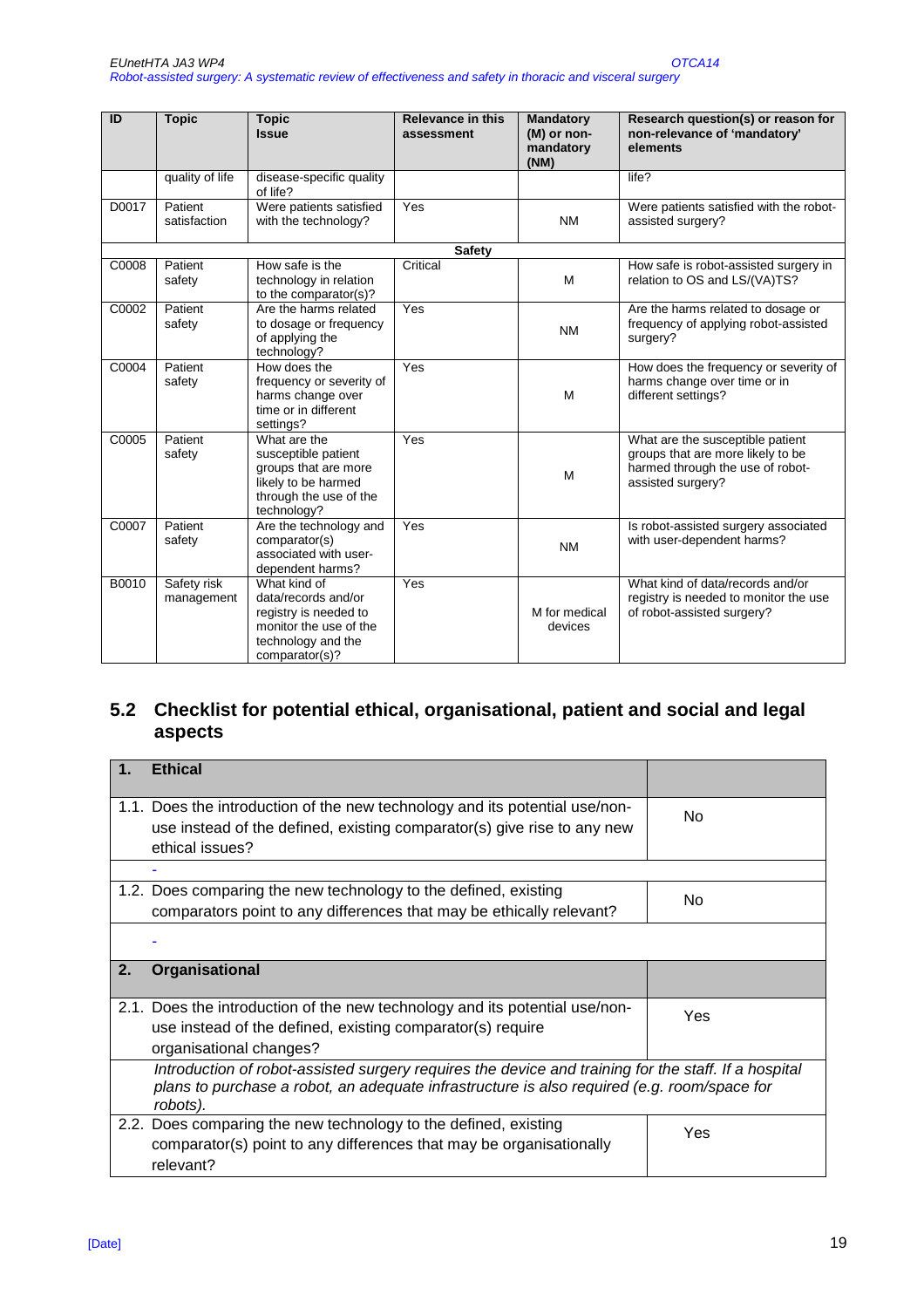| ID | Topic | Topic Issue | Relevance in this assessment | Mandatory (M) or non-mandatory (NM) | Research question(s) or reason for non-relevance of 'mandatory' elements |
|---|---|---|---|---|---|
| | quality of life | disease-specific quality of life? | | | life? |
| D0017 | Patient satisfaction | Were patients satisfied with the technology? | Yes | NM | Were patients satisfied with the robot-assisted surgery? |
| **Safety** | | | | | |
| C0008 | Patient safety | How safe is the technology in relation to the comparator(s)? | Critical | M | How safe is robot-assisted surgery in relation to OS and LS/(VA)TS? |
| C0002 | Patient safety | Are the harms related to dosage or frequency of applying the technology? | Yes | NM | Are the harms related to dosage or frequency of applying robot-assisted surgery? |
| C0004 | Patient safety | How does the frequency or severity of harms change over time or in different settings? | Yes | M | How does the frequency or severity of harms change over time or in different settings? |
| C0005 | Patient safety | What are the susceptible patient groups that are more likely to be harmed through the use of the technology? | Yes | M | What are the susceptible patient groups that are more likely to be harmed through the use of robot-assisted surgery? |
| C0007 | Patient safety | Are the technology and comparator(s) associated with user-dependent harms? | Yes | NM | Is robot-assisted surgery associated with user-dependent harms? |
| B0010 | Safety risk management | What kind of data/records and/or registry is needed to monitor the use of the technology and the comparator(s)? | Yes | M for medical devices | What kind of data/records and/or registry is needed to monitor the use of robot-assisted surgery? |

## 5.2 Checklist for potential ethical, organisational, patient and social and legal aspects

| 1. Ethical | |
|---|---|
| 1.1. Does the introduction of the new technology and its potential use/non-use instead of the defined, existing comparator(s) give rise to any new ethical issues? | No |
| - | |
| 1.2. Does comparing the new technology to the defined, existing comparators point to any differences that may be ethically relevant? | No |
| - | |
| **2. Organisational** | |
| 2.1. Does the introduction of the new technology and its potential use/non-use instead of the defined, existing comparator(s) require organisational changes? | Yes |
| *Introduction of robot-assisted surgery requires the device and training for the staff. If a hospital plans to purchase a robot, an adequate infrastructure is also required (e.g. room/space for robots).* | |
| 2.2. Does comparing the new technology to the defined, existing comparator(s) point to any differences that may be organisationally relevant? | Yes |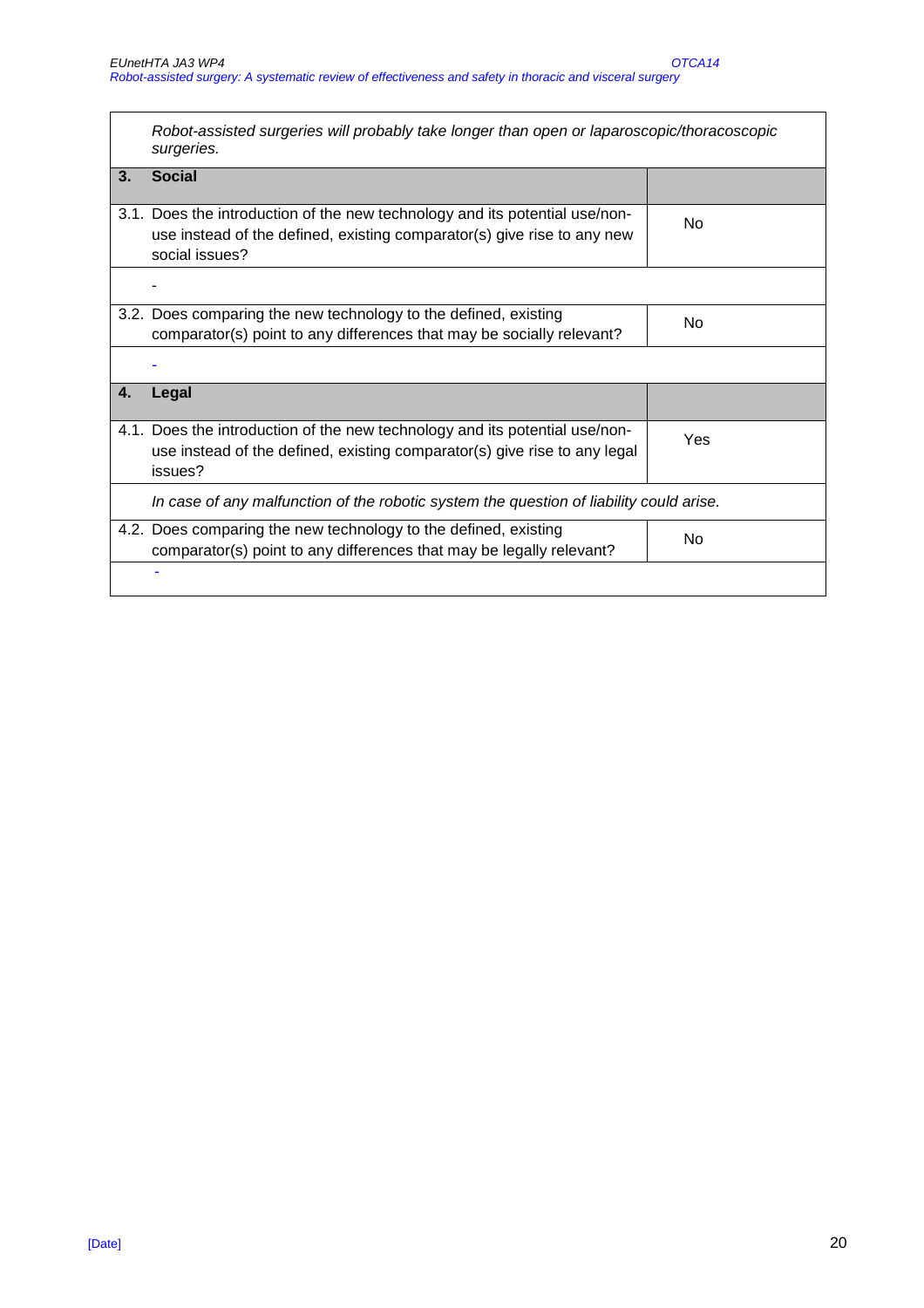| | | |
|---|---|---|
| | *Robot-assisted surgeries will probably take longer than open or laparoscopic/thoracoscopic surgeries.* | |
| **3.** | **Social** | |
| 3.1. | Does the introduction of the new technology and its potential use/non-use instead of the defined, existing comparator(s) give rise to any new social issues? | No |
| | - | |
| 3.2. | Does comparing the new technology to the defined, existing comparator(s) point to any differences that may be socially relevant? | No |
| | - | |
| **4.** | **Legal** | |
| 4.1. | Does the introduction of the new technology and its potential use/non-use instead of the defined, existing comparator(s) give rise to any legal issues? | Yes |
| | *In case of any malfunction of the robotic system the question of liability could arise.* | |
| 4.2. | Does comparing the new technology to the defined, existing comparator(s) point to any differences that may be legally relevant? | No |
| | - | |